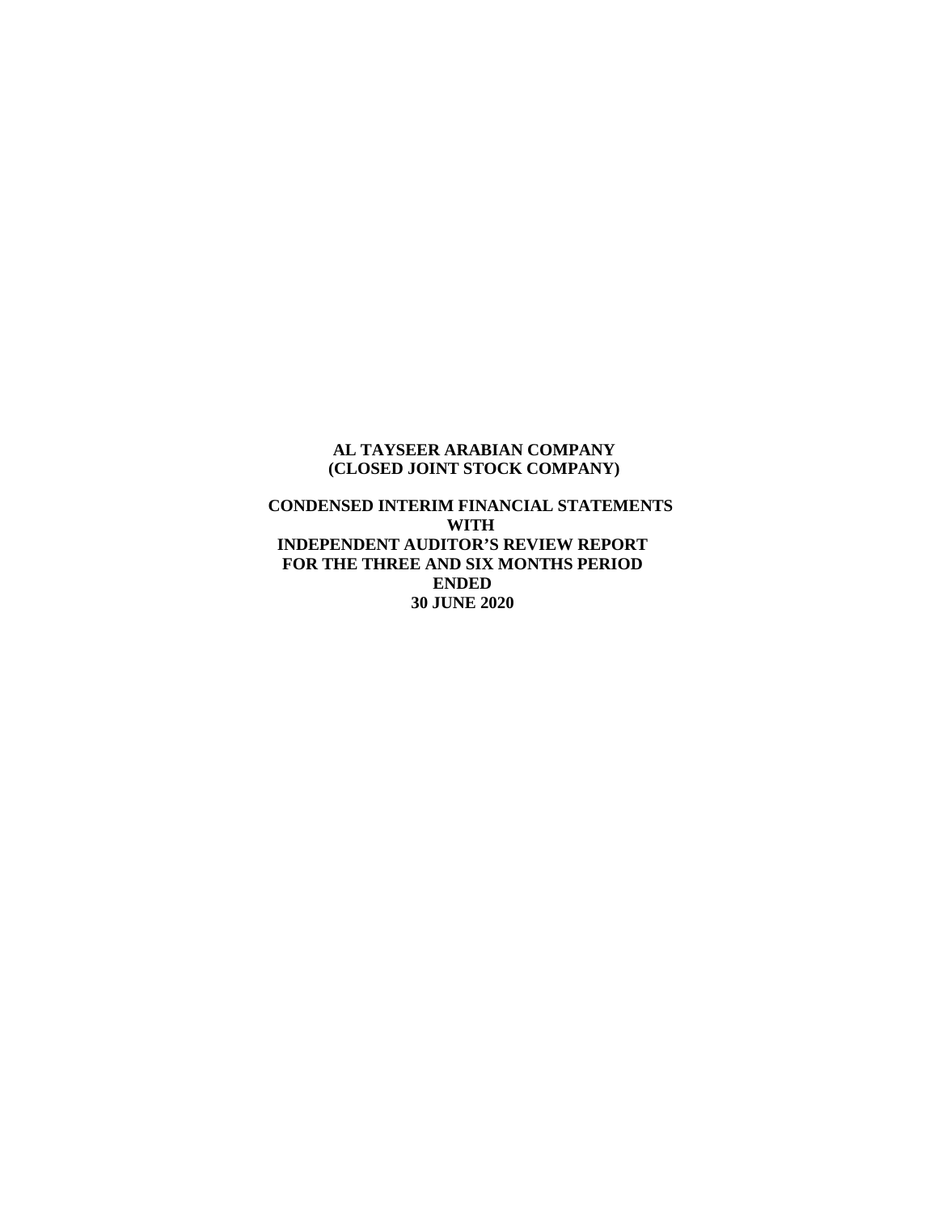**AL TAYSEER ARABIAN COMPANY**
**(CLOSED JOINT STOCK COMPANY)**

**CONDENSED INTERIM FINANCIAL STATEMENTS**
**WITH**
**INDEPENDENT AUDITOR'S REVIEW REPORT**
**FOR THE THREE AND SIX MONTHS PERIOD**
**ENDED**
**30 JUNE 2020**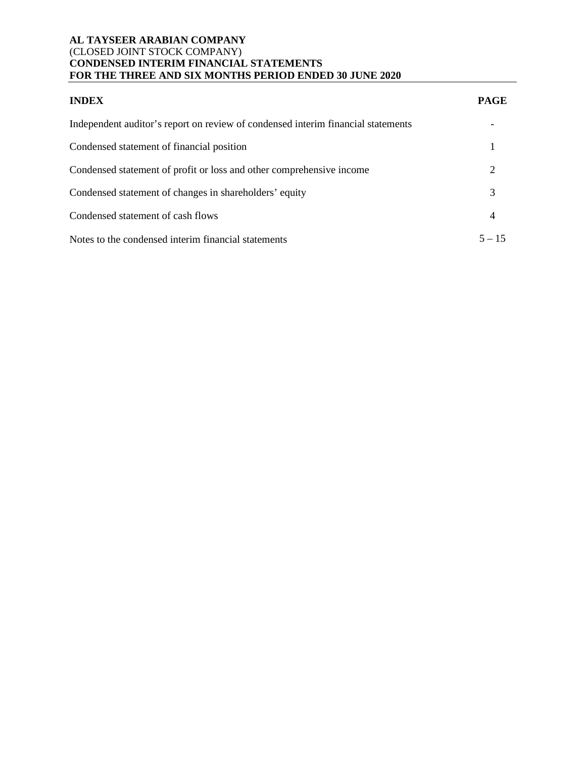**AL TAYSEER ARABIAN COMPANY**
(CLOSED JOINT STOCK COMPANY)
**CONDENSED INTERIM FINANCIAL STATEMENTS**
**FOR THE THREE AND SIX MONTHS PERIOD ENDED 30 JUNE 2020**

| **INDEX** | **PAGE** |
|---|---|
| Independent auditor's report on review of condensed interim financial statements | - |
| Condensed statement of financial position | 1 |
| Condensed statement of profit or loss and other comprehensive income | 2 |
| Condensed statement of changes in shareholders' equity | 3 |
| Condensed statement of cash flows | 4 |
| Notes to the condensed interim financial statements | 5 – 15 |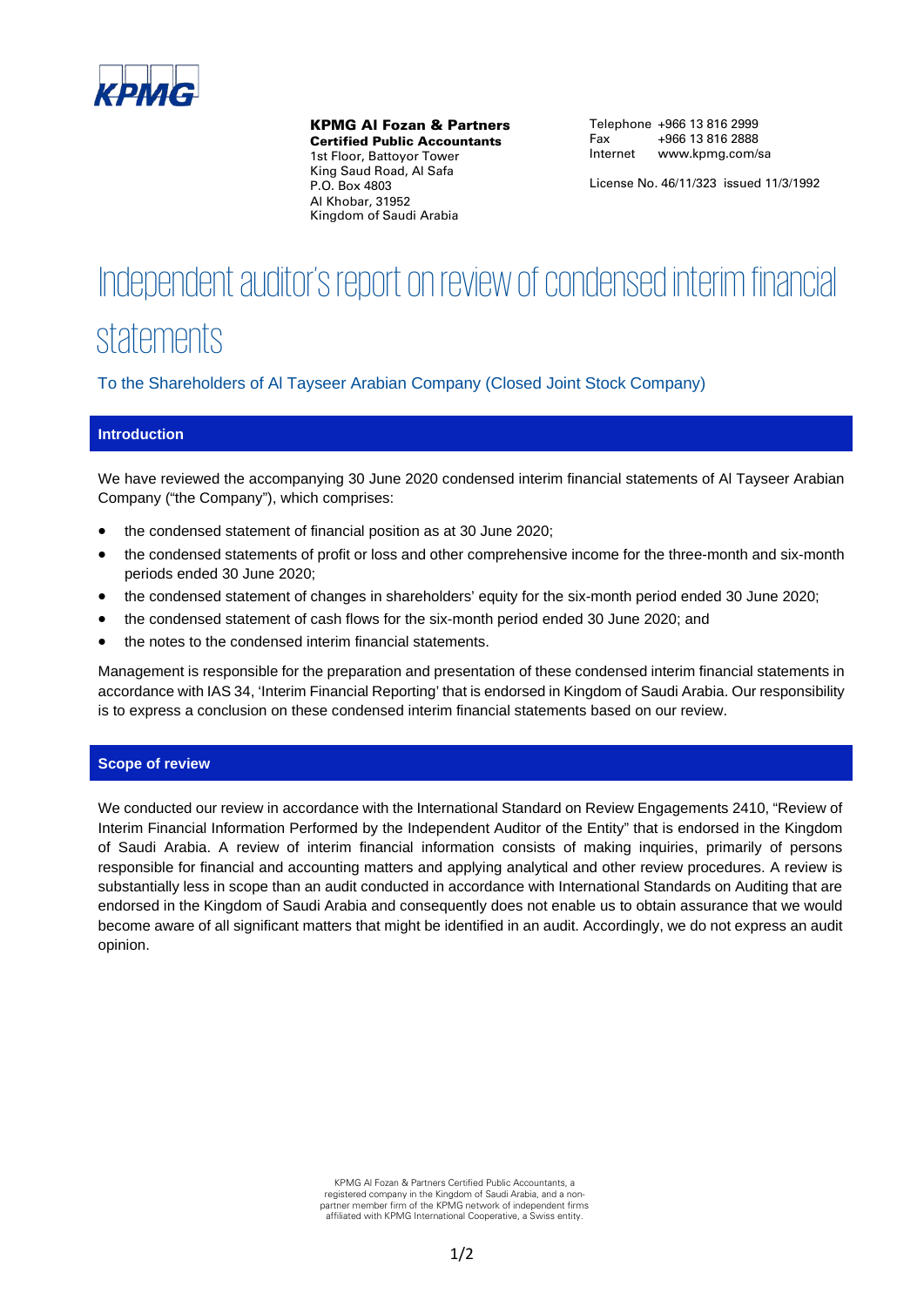KPMG

**KPMG Al Fozan & Partners**
**Certified Public Accountants**
1st Floor, Battoyor Tower
King Saud Road, Al Safa
P.O. Box 4803
Al Khobar, 31952
Kingdom of Saudi Arabia

Telephone +966 13 816 2999
Fax +966 13 816 2888
Internet www.kpmg.com/sa

License No. 46/11/323 issued 11/3/1992

# Independent auditor's report on review of condensed interim financial statements

To the Shareholders of Al Tayseer Arabian Company (Closed Joint Stock Company)

## Introduction

We have reviewed the accompanying 30 June 2020 condensed interim financial statements of Al Tayseer Arabian Company ("the Company"), which comprises:

- the condensed statement of financial position as at 30 June 2020;
- the condensed statements of profit or loss and other comprehensive income for the three-month and six-month periods ended 30 June 2020;
- the condensed statement of changes in shareholders' equity for the six-month period ended 30 June 2020;
- the condensed statement of cash flows for the six-month period ended 30 June 2020; and
- the notes to the condensed interim financial statements.

Management is responsible for the preparation and presentation of these condensed interim financial statements in accordance with IAS 34, 'Interim Financial Reporting' that is endorsed in Kingdom of Saudi Arabia. Our responsibility is to express a conclusion on these condensed interim financial statements based on our review.

## Scope of review

We conducted our review in accordance with the International Standard on Review Engagements 2410, "Review of Interim Financial Information Performed by the Independent Auditor of the Entity" that is endorsed in the Kingdom of Saudi Arabia. A review of interim financial information consists of making inquiries, primarily of persons responsible for financial and accounting matters and applying analytical and other review procedures. A review is substantially less in scope than an audit conducted in accordance with International Standards on Auditing that are endorsed in the Kingdom of Saudi Arabia and consequently does not enable us to obtain assurance that we would become aware of all significant matters that might be identified in an audit. Accordingly, we do not express an audit opinion.

KPMG Al Fozan & Partners Certified Public Accountants, a registered company in the Kingdom of Saudi Arabia, and a non-partner member firm of the KPMG network of independent firms affiliated with KPMG International Cooperative, a Swiss entity.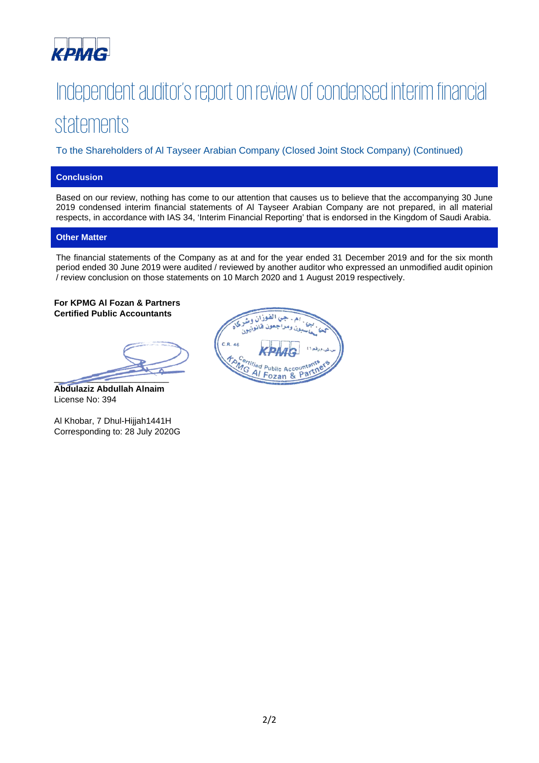KPMG

# Independent auditor's report on review of condensed interim financial statements

To the Shareholders of Al Tayseer Arabian Company (Closed Joint Stock Company) (Continued)

## Conclusion

Based on our review, nothing has come to our attention that causes us to believe that the accompanying 30 June 2019 condensed interim financial statements of Al Tayseer Arabian Company are not prepared, in all material respects, in accordance with IAS 34, 'Interim Financial Reporting' that is endorsed in the Kingdom of Saudi Arabia.

## Other Matter

The financial statements of the Company as at and for the year ended 31 December 2019 and for the six month period ended 30 June 2019 were audited / reviewed by another auditor who expressed an unmodified audit opinion / review conclusion on those statements on 10 March 2020 and 1 August 2019 respectively.

**For KPMG Al Fozan & Partners**
**Certified Public Accountants**

_______________________
**Abdulaziz Abdullah Alnaim**
License No: 394

Al Khobar, 7 Dhul-Hijjah1441H
Corresponding to: 28 July 2020G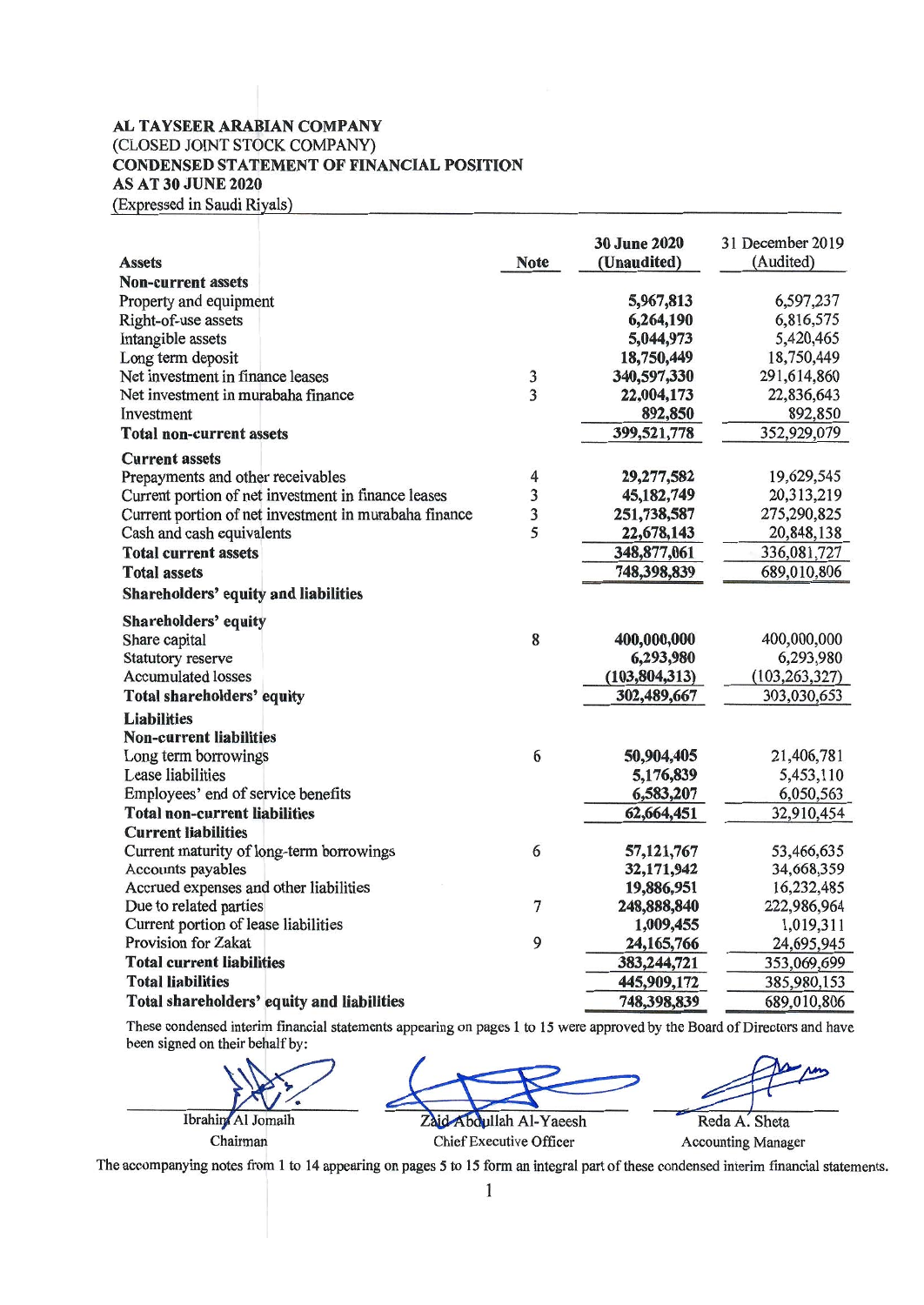**AL TAYSEER ARABIAN COMPANY**
(CLOSED JOINT STOCK COMPANY)
**CONDENSED STATEMENT OF FINANCIAL POSITION**
**AS AT 30 JUNE 2020**
(Expressed in Saudi Riyals)

| **Assets** | **Note** | **30 June 2020 (Unaudited)** | 31 December 2019 (Audited) |
|---|---|---|---|
| **Non-current assets** | | | |
| Property and equipment | | **5,967,813** | 6,597,237 |
| Right-of-use assets | | **6,264,190** | 6,816,575 |
| Intangible assets | | **5,044,973** | 5,420,465 |
| Long term deposit | | **18,750,449** | 18,750,449 |
| Net investment in finance leases | 3 | **340,597,330** | 291,614,860 |
| Net investment in murabaha finance | 3 | **22,004,173** | 22,836,643 |
| Investment | | **892,850** | 892,850 |
| **Total non-current assets** | | **399,521,778** | 352,929,079 |
| **Current assets** | | | |
| Prepayments and other receivables | 4 | **29,277,582** | 19,629,545 |
| Current portion of net investment in finance leases | 3 | **45,182,749** | 20,313,219 |
| Current portion of net investment in murabaha finance | 3 | **251,738,587** | 275,290,825 |
| Cash and cash equivalents | 5 | **22,678,143** | 20,848,138 |
| **Total current assets** | | **348,877,061** | 336,081,727 |
| **Total assets** | | **748,398,839** | 689,010,806 |
| **Shareholders' equity and liabilities** | | | |
| **Shareholders' equity** | | | |
| Share capital | 8 | **400,000,000** | 400,000,000 |
| Statutory reserve | | **6,293,980** | 6,293,980 |
| Accumulated losses | | **(103,804,313)** | (103,263,327) |
| **Total shareholders' equity** | | **302,489,667** | 303,030,653 |
| **Liabilities** | | | |
| **Non-current liabilities** | | | |
| Long term borrowings | 6 | **50,904,405** | 21,406,781 |
| Lease liabilities | | **5,176,839** | 5,453,110 |
| Employees' end of service benefits | | **6,583,207** | 6,050,563 |
| **Total non-current liabilities** | | **62,664,451** | 32,910,454 |
| **Current liabilities** | | | |
| Current maturity of long-term borrowings | 6 | **57,121,767** | 53,466,635 |
| Accounts payables | | **32,171,942** | 34,668,359 |
| Accrued expenses and other liabilities | | **19,886,951** | 16,232,485 |
| Due to related parties | 7 | **248,888,840** | 222,986,964 |
| Current portion of lease liabilities | | **1,009,455** | 1,019,311 |
| Provision for Zakat | 9 | **24,165,766** | 24,695,945 |
| **Total current liabilities** | | **383,244,721** | 353,069,699 |
| **Total liabilities** | | **445,909,172** | 385,980,153 |
| **Total shareholders' equity and liabilities** | | **748,398,839** | 689,010,806 |

These condensed interim financial statements appearing on pages 1 to 15 were approved by the Board of Directors and have been signed on their behalf by:

| Ibrahim Al Jomaih | Zaid Abdullah Al-Yaeesh | Reda A. Sheta |
|---|---|---|
| Chairman | Chief Executive Officer | Accounting Manager |

The accompanying notes from 1 to 14 appearing on pages 5 to 15 form an integral part of these condensed interim financial statements.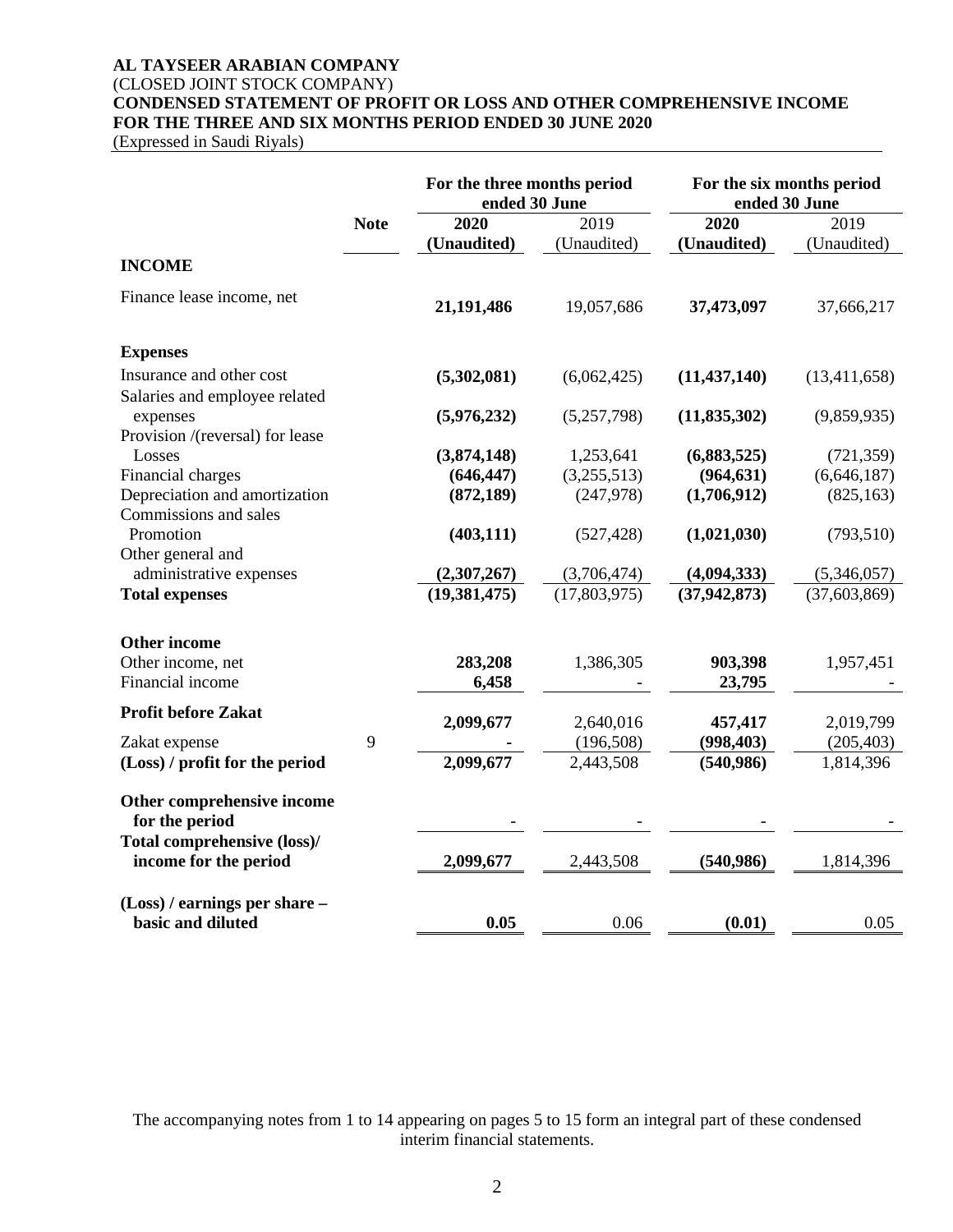**AL TAYSEER ARABIAN COMPANY**
(CLOSED JOINT STOCK COMPANY)
**CONDENSED STATEMENT OF PROFIT OR LOSS AND OTHER COMPREHENSIVE INCOME**
**FOR THE THREE AND SIX MONTHS PERIOD ENDED 30 JUNE 2020**
(Expressed in Saudi Riyals)

| | | For the three months period ended 30 June | | For the six months period ended 30 June | |
|---|---|---|---|---|---|
| | **Note** | **2020 (Unaudited)** | 2019 (Unaudited) | **2020 (Unaudited)** | 2019 (Unaudited) |
| **INCOME** | | | | | |
| Finance lease income, net | | **21,191,486** | 19,057,686 | **37,473,097** | 37,666,217 |
| **Expenses** | | | | | |
| Insurance and other cost | | **(5,302,081)** | (6,062,425) | **(11,437,140)** | (13,411,658) |
| Salaries and employee related expenses | | **(5,976,232)** | (5,257,798) | **(11,835,302)** | (9,859,935) |
| Provision /(reversal) for lease Losses | | **(3,874,148)** | 1,253,641 | **(6,883,525)** | (721,359) |
| Financial charges | | **(646,447)** | (3,255,513) | **(964,631)** | (6,646,187) |
| Depreciation and amortization | | **(872,189)** | (247,978) | **(1,706,912)** | (825,163) |
| Commissions and sales Promotion | | **(403,111)** | (527,428) | **(1,021,030)** | (793,510) |
| Other general and administrative expenses | | **(2,307,267)** | (3,706,474) | **(4,094,333)** | (5,346,057) |
| **Total expenses** | | **(19,381,475)** | (17,803,975) | **(37,942,873)** | (37,603,869) |
| **Other income** | | | | | |
| Other income, net | | **283,208** | 1,386,305 | **903,398** | 1,957,451 |
| Financial income | | **6,458** | - | **23,795** | - |
| **Profit before Zakat** | | **2,099,677** | 2,640,016 | **457,417** | 2,019,799 |
| Zakat expense | 9 | **-** | (196,508) | **(998,403)** | (205,403) |
| **(Loss) / profit for the period** | | **2,099,677** | 2,443,508 | **(540,986)** | 1,814,396 |
| **Other comprehensive income for the period** | | **-** | - | **-** | - |
| **Total comprehensive (loss)/ income for the period** | | **2,099,677** | 2,443,508 | **(540,986)** | 1,814,396 |
| **(Loss) / earnings per share – basic and diluted** | | **0.05** | 0.06 | **(0.01)** | 0.05 |

The accompanying notes from 1 to 14 appearing on pages 5 to 15 form an integral part of these condensed interim financial statements.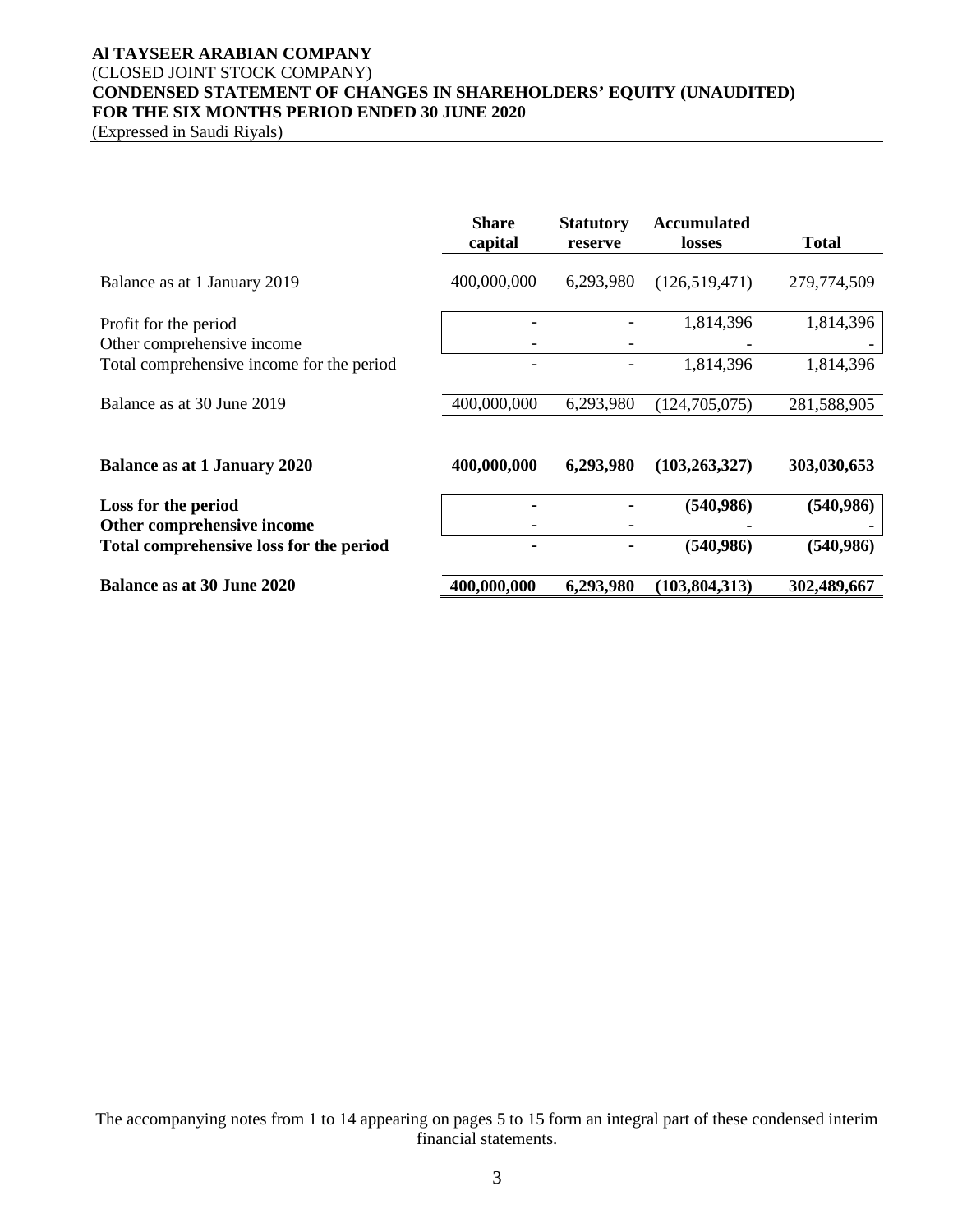**Al TAYSEER ARABIAN COMPANY**
(CLOSED JOINT STOCK COMPANY)
**CONDENSED STATEMENT OF CHANGES IN SHAREHOLDERS' EQUITY (UNAUDITED)**
**FOR THE SIX MONTHS PERIOD ENDED 30 JUNE 2020**
(Expressed in Saudi Riyals)

| | Share capital | Statutory reserve | Accumulated losses | Total |
|---|---|---|---|---|
| Balance as at 1 January 2019 | 400,000,000 | 6,293,980 | (126,519,471) | 279,774,509 |
| Profit for the period | - | - | 1,814,396 | 1,814,396 |
| Other comprehensive income | - | - | - | - |
| Total comprehensive income for the period | - | - | 1,814,396 | 1,814,396 |
| Balance as at 30 June 2019 | 400,000,000 | 6,293,980 | (124,705,075) | 281,588,905 |
| **Balance as at 1 January 2020** | **400,000,000** | **6,293,980** | **(103,263,327)** | **303,030,653** |
| **Loss for the period** | **-** | **-** | **(540,986)** | **(540,986)** |
| **Other comprehensive income** | **-** | **-** | **-** | **-** |
| **Total comprehensive loss for the period** | **-** | **-** | **(540,986)** | **(540,986)** |
| **Balance as at 30 June 2020** | **400,000,000** | **6,293,980** | **(103,804,313)** | **302,489,667** |

The accompanying notes from 1 to 14 appearing on pages 5 to 15 form an integral part of these condensed interim financial statements.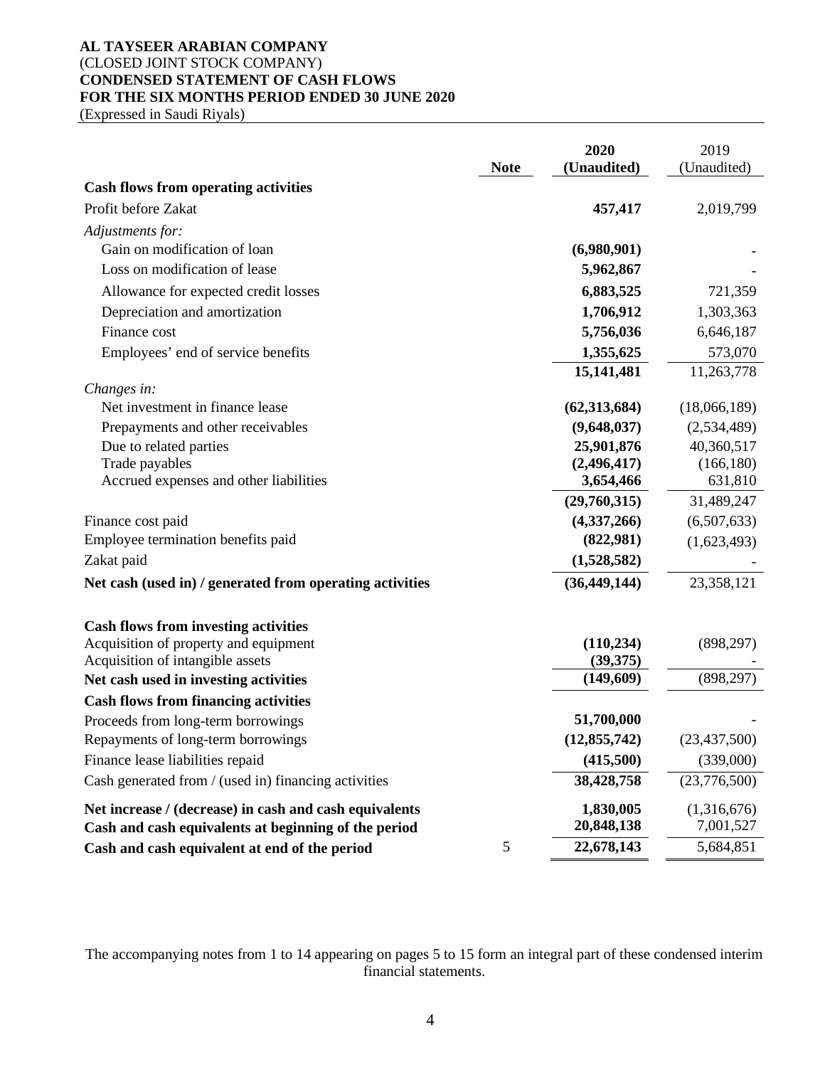**AL TAYSEER ARABIAN COMPANY**
(CLOSED JOINT STOCK COMPANY)
**CONDENSED STATEMENT OF CASH FLOWS**
**FOR THE SIX MONTHS PERIOD ENDED 30 JUNE 2020**
(Expressed in Saudi Riyals)

| | Note | 2020 (Unaudited) | 2019 (Unaudited) |
|---|---|---|---|
| **Cash flows from operating activities** | | | |
| Profit before Zakat | | **457,417** | 2,019,799 |
| *Adjustments for:* | | | |
| Gain on modification of loan | | **(6,980,901)** | - |
| Loss on modification of lease | | **5,962,867** | - |
| Allowance for expected credit losses | | **6,883,525** | 721,359 |
| Depreciation and amortization | | **1,706,912** | 1,303,363 |
| Finance cost | | **5,756,036** | 6,646,187 |
| Employees' end of service benefits | | **1,355,625** | 573,070 |
| | | **15,141,481** | 11,263,778 |
| *Changes in:* | | | |
| Net investment in finance lease | | **(62,313,684)** | (18,066,189) |
| Prepayments and other receivables | | **(9,648,037)** | (2,534,489) |
| Due to related parties | | **25,901,876** | 40,360,517 |
| Trade payables | | **(2,496,417)** | (166,180) |
| Accrued expenses and other liabilities | | **3,654,466** | 631,810 |
| | | **(29,760,315)** | 31,489,247 |
| Finance cost paid | | **(4,337,266)** | (6,507,633) |
| Employee termination benefits paid | | **(822,981)** | (1,623,493) |
| Zakat paid | | **(1,528,582)** | - |
| **Net cash (used in) / generated from operating activities** | | **(36,449,144)** | 23,358,121 |
| **Cash flows from investing activities** | | | |
| Acquisition of property and equipment | | **(110,234)** | (898,297) |
| Acquisition of intangible assets | | **(39,375)** | - |
| **Net cash used in investing activities** | | **(149,609)** | (898,297) |
| **Cash flows from financing activities** | | | |
| Proceeds from long-term borrowings | | **51,700,000** | - |
| Repayments of long-term borrowings | | **(12,855,742)** | (23,437,500) |
| Finance lease liabilities repaid | | **(415,500)** | (339,000) |
| Cash generated from / (used in) financing activities | | **38,428,758** | (23,776,500) |
| **Net increase / (decrease) in cash and cash equivalents** | | **1,830,005** | (1,316,676) |
| **Cash and cash equivalents at beginning of the period** | | **20,848,138** | 7,001,527 |
| **Cash and cash equivalent at end of the period** | 5 | **22,678,143** | 5,684,851 |

The accompanying notes from 1 to 14 appearing on pages 5 to 15 form an integral part of these condensed interim financial statements.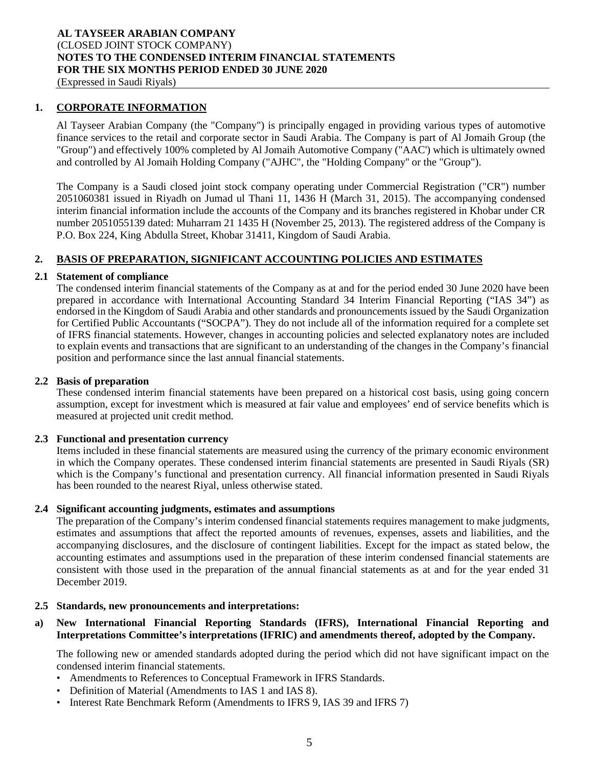## 1. CORPORATE INFORMATION

Al Tayseer Arabian Company (the "Company") is principally engaged in providing various types of automotive finance services to the retail and corporate sector in Saudi Arabia. The Company is part of Al Jomaih Group (the "Group") and effectively 100% completed by Al Jomaih Automotive Company ("AAC') which is ultimately owned and controlled by Al Jomaih Holding Company ("AJHC", the "Holding Company" or the "Group").

The Company is a Saudi closed joint stock company operating under Commercial Registration ("CR") number 2051060381 issued in Riyadh on Jumad ul Thani 11, 1436 H (March 31, 2015). The accompanying condensed interim financial information include the accounts of the Company and its branches registered in Khobar under CR number 2051055139 dated: Muharram 21 1435 H (November 25, 2013). The registered address of the Company is P.O. Box 224, King Abdulla Street, Khobar 31411, Kingdom of Saudi Arabia.

## 2. BASIS OF PREPARATION, SIGNIFICANT ACCOUNTING POLICIES AND ESTIMATES

### 2.1 Statement of compliance

The condensed interim financial statements of the Company as at and for the period ended 30 June 2020 have been prepared in accordance with International Accounting Standard 34 Interim Financial Reporting ("IAS 34") as endorsed in the Kingdom of Saudi Arabia and other standards and pronouncements issued by the Saudi Organization for Certified Public Accountants ("SOCPA"). They do not include all of the information required for a complete set of IFRS financial statements. However, changes in accounting policies and selected explanatory notes are included to explain events and transactions that are significant to an understanding of the changes in the Company's financial position and performance since the last annual financial statements.

### 2.2 Basis of preparation

These condensed interim financial statements have been prepared on a historical cost basis, using going concern assumption, except for investment which is measured at fair value and employees' end of service benefits which is measured at projected unit credit method.

### 2.3 Functional and presentation currency

Items included in these financial statements are measured using the currency of the primary economic environment in which the Company operates. These condensed interim financial statements are presented in Saudi Riyals (SR) which is the Company's functional and presentation currency. All financial information presented in Saudi Riyals has been rounded to the nearest Riyal, unless otherwise stated.

### 2.4 Significant accounting judgments, estimates and assumptions

The preparation of the Company's interim condensed financial statements requires management to make judgments, estimates and assumptions that affect the reported amounts of revenues, expenses, assets and liabilities, and the accompanying disclosures, and the disclosure of contingent liabilities. Except for the impact as stated below, the accounting estimates and assumptions used in the preparation of these interim condensed financial statements are consistent with those used in the preparation of the annual financial statements as at and for the year ended 31 December 2019.

### 2.5 Standards, new pronouncements and interpretations:

**a) New International Financial Reporting Standards (IFRS), International Financial Reporting and Interpretations Committee's interpretations (IFRIC) and amendments thereof, adopted by the Company.**

The following new or amended standards adopted during the period which did not have significant impact on the condensed interim financial statements.

- Amendments to References to Conceptual Framework in IFRS Standards.
- Definition of Material (Amendments to IAS 1 and IAS 8).
- Interest Rate Benchmark Reform (Amendments to IFRS 9, IAS 39 and IFRS 7)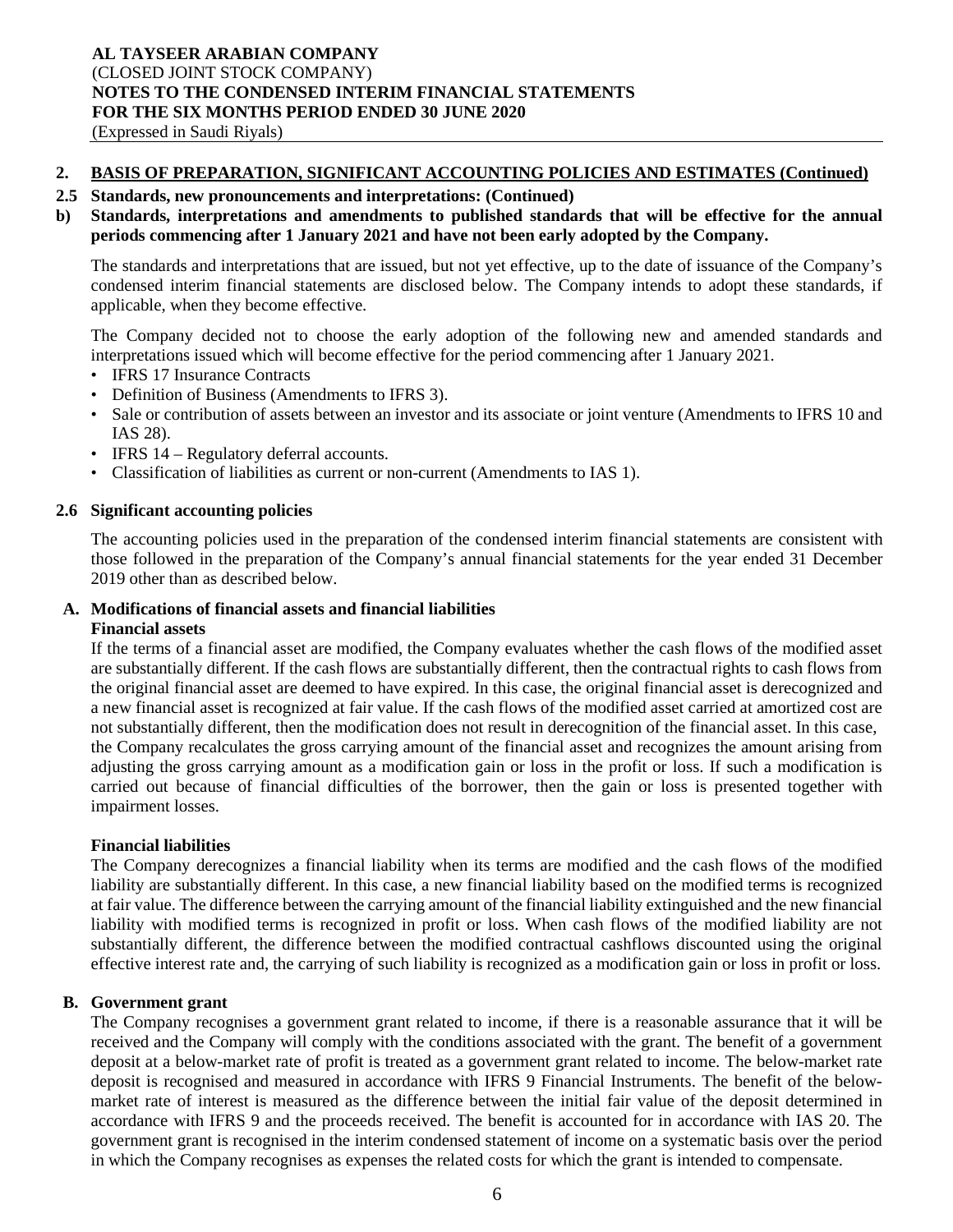## 2. BASIS OF PREPARATION, SIGNIFICANT ACCOUNTING POLICIES AND ESTIMATES (Continued)

### 2.5 Standards, new pronouncements and interpretations: (Continued)

**b) Standards, interpretations and amendments to published standards that will be effective for the annual periods commencing after 1 January 2021 and have not been early adopted by the Company.**

The standards and interpretations that are issued, but not yet effective, up to the date of issuance of the Company's condensed interim financial statements are disclosed below. The Company intends to adopt these standards, if applicable, when they become effective.

The Company decided not to choose the early adoption of the following new and amended standards and interpretations issued which will become effective for the period commencing after 1 January 2021.

- IFRS 17 Insurance Contracts
- Definition of Business (Amendments to IFRS 3).
- Sale or contribution of assets between an investor and its associate or joint venture (Amendments to IFRS 10 and IAS 28).
- IFRS 14 – Regulatory deferral accounts.
- Classification of liabilities as current or non-current (Amendments to IAS 1).

### 2.6 Significant accounting policies

The accounting policies used in the preparation of the condensed interim financial statements are consistent with those followed in the preparation of the Company's annual financial statements for the year ended 31 December 2019 other than as described below.

**A. Modifications of financial assets and financial liabilities**

**Financial assets**

If the terms of a financial asset are modified, the Company evaluates whether the cash flows of the modified asset are substantially different. If the cash flows are substantially different, then the contractual rights to cash flows from the original financial asset are deemed to have expired. In this case, the original financial asset is derecognized and a new financial asset is recognized at fair value. If the cash flows of the modified asset carried at amortized cost are not substantially different, then the modification does not result in derecognition of the financial asset. In this case, the Company recalculates the gross carrying amount of the financial asset and recognizes the amount arising from adjusting the gross carrying amount as a modification gain or loss in the profit or loss. If such a modification is carried out because of financial difficulties of the borrower, then the gain or loss is presented together with impairment losses.

**Financial liabilities**

The Company derecognizes a financial liability when its terms are modified and the cash flows of the modified liability are substantially different. In this case, a new financial liability based on the modified terms is recognized at fair value. The difference between the carrying amount of the financial liability extinguished and the new financial liability with modified terms is recognized in profit or loss. When cash flows of the modified liability are not substantially different, the difference between the modified contractual cashflows discounted using the original effective interest rate and, the carrying of such liability is recognized as a modification gain or loss in profit or loss.

**B. Government grant**

The Company recognises a government grant related to income, if there is a reasonable assurance that it will be received and the Company will comply with the conditions associated with the grant. The benefit of a government deposit at a below-market rate of profit is treated as a government grant related to income. The below-market rate deposit is recognised and measured in accordance with IFRS 9 Financial Instruments. The benefit of the below-market rate of interest is measured as the difference between the initial fair value of the deposit determined in accordance with IFRS 9 and the proceeds received. The benefit is accounted for in accordance with IAS 20. The government grant is recognised in the interim condensed statement of income on a systematic basis over the period in which the Company recognises as expenses the related costs for which the grant is intended to compensate.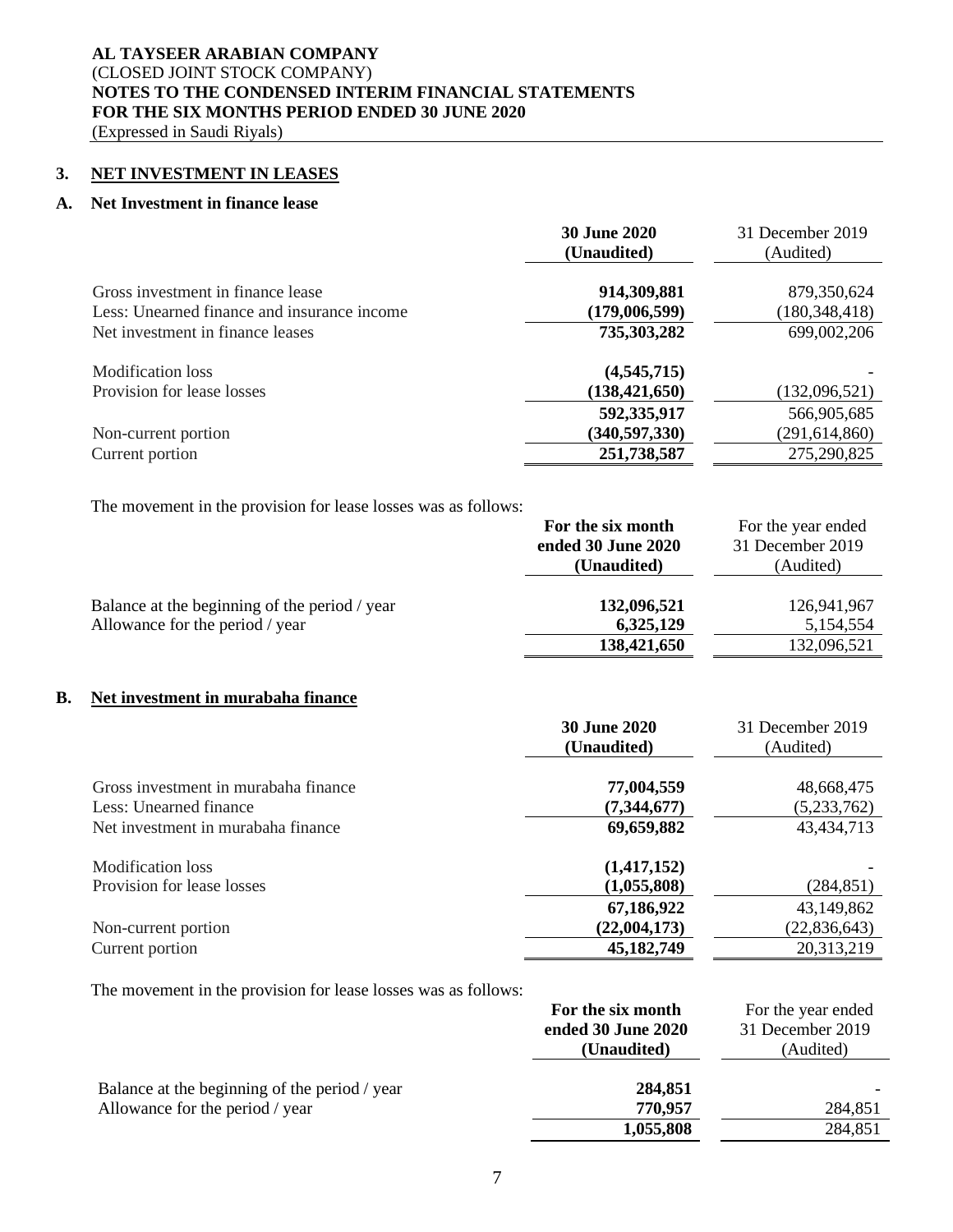**AL TAYSEER ARABIAN COMPANY**
(CLOSED JOINT STOCK COMPANY)
**NOTES TO THE CONDENSED INTERIM FINANCIAL STATEMENTS**
**FOR THE SIX MONTHS PERIOD ENDED 30 JUNE 2020**
(Expressed in Saudi Riyals)

## 3. NET INVESTMENT IN LEASES

### A. Net Investment in finance lease

| | **30 June 2020 (Unaudited)** | 31 December 2019 (Audited) |
|---|---|---|
| Gross investment in finance lease | **914,309,881** | 879,350,624 |
| Less: Unearned finance and insurance income | **(179,006,599)** | (180,348,418) |
| Net investment in finance leases | **735,303,282** | 699,002,206 |
| Modification loss | **(4,545,715)** | - |
| Provision for lease losses | **(138,421,650)** | (132,096,521) |
| | **592,335,917** | 566,905,685 |
| Non-current portion | **(340,597,330)** | (291,614,860) |
| Current portion | **251,738,587** | 275,290,825 |

The movement in the provision for lease losses was as follows:

| | **For the six month ended 30 June 2020 (Unaudited)** | For the year ended 31 December 2019 (Audited) |
|---|---|---|
| Balance at the beginning of the period / year | **132,096,521** | 126,941,967 |
| Allowance for the period / year | **6,325,129** | 5,154,554 |
| | **138,421,650** | 132,096,521 |

### B. Net investment in murabaha finance

| | **30 June 2020 (Unaudited)** | 31 December 2019 (Audited) |
|---|---|---|
| Gross investment in murabaha finance | **77,004,559** | 48,668,475 |
| Less: Unearned finance | **(7,344,677)** | (5,233,762) |
| Net investment in murabaha finance | **69,659,882** | 43,434,713 |
| Modification loss | **(1,417,152)** | - |
| Provision for lease losses | **(1,055,808)** | (284,851) |
| | **67,186,922** | 43,149,862 |
| Non-current portion | **(22,004,173)** | (22,836,643) |
| Current portion | **45,182,749** | 20,313,219 |

The movement in the provision for lease losses was as follows:

| | **For the six month ended 30 June 2020 (Unaudited)** | For the year ended 31 December 2019 (Audited) |
|---|---|---|
| Balance at the beginning of the period / year | **284,851** | - |
| Allowance for the period / year | **770,957** | 284,851 |
| | **1,055,808** | 284,851 |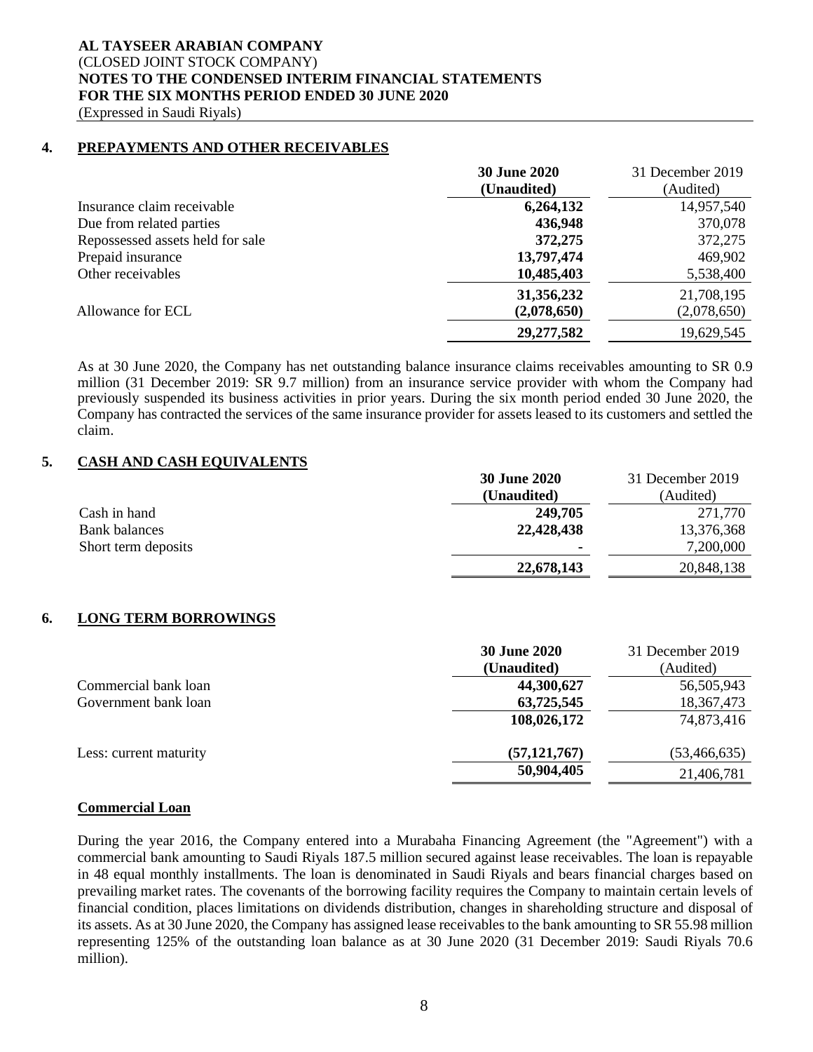**AL TAYSEER ARABIAN COMPANY**
(CLOSED JOINT STOCK COMPANY)
**NOTES TO THE CONDENSED INTERIM FINANCIAL STATEMENTS**
**FOR THE SIX MONTHS PERIOD ENDED 30 JUNE 2020**
(Expressed in Saudi Riyals)

## 4. PREPAYMENTS AND OTHER RECEIVABLES

| | **30 June 2020 (Unaudited)** | 31 December 2019 (Audited) |
|---|---|---|
| Insurance claim receivable | **6,264,132** | 14,957,540 |
| Due from related parties | **436,948** | 370,078 |
| Repossessed assets held for sale | **372,275** | 372,275 |
| Prepaid insurance | **13,797,474** | 469,902 |
| Other receivables | **10,485,403** | 5,538,400 |
| | **31,356,232** | 21,708,195 |
| Allowance for ECL | **(2,078,650)** | (2,078,650) |
| | **29,277,582** | 19,629,545 |

As at 30 June 2020, the Company has net outstanding balance insurance claims receivables amounting to SR 0.9 million (31 December 2019: SR 9.7 million) from an insurance service provider with whom the Company had previously suspended its business activities in prior years. During the six month period ended 30 June 2020, the Company has contracted the services of the same insurance provider for assets leased to its customers and settled the claim.

## 5. CASH AND CASH EQUIVALENTS

| | **30 June 2020 (Unaudited)** | 31 December 2019 (Audited) |
|---|---|---|
| Cash in hand | **249,705** | 271,770 |
| Bank balances | **22,428,438** | 13,376,368 |
| Short term deposits | **-** | 7,200,000 |
| | **22,678,143** | 20,848,138 |

## 6. LONG TERM BORROWINGS

| | **30 June 2020 (Unaudited)** | 31 December 2019 (Audited) |
|---|---|---|
| Commercial bank loan | **44,300,627** | 56,505,943 |
| Government bank loan | **63,725,545** | 18,367,473 |
| | **108,026,172** | 74,873,416 |
| Less: current maturity | **(57,121,767)** | (53,466,635) |
| | **50,904,405** | 21,406,781 |

**Commercial Loan**

During the year 2016, the Company entered into a Murabaha Financing Agreement (the "Agreement") with a commercial bank amounting to Saudi Riyals 187.5 million secured against lease receivables. The loan is repayable in 48 equal monthly installments. The loan is denominated in Saudi Riyals and bears financial charges based on prevailing market rates. The covenants of the borrowing facility requires the Company to maintain certain levels of financial condition, places limitations on dividends distribution, changes in shareholding structure and disposal of its assets. As at 30 June 2020, the Company has assigned lease receivables to the bank amounting to SR 55.98 million representing 125% of the outstanding loan balance as at 30 June 2020 (31 December 2019: Saudi Riyals 70.6 million).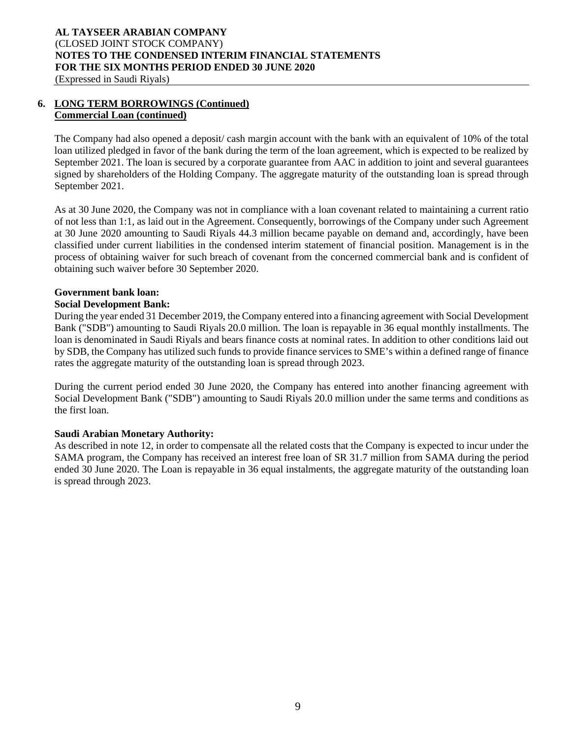## 6. LONG TERM BORROWINGS (Continued)

**Commercial Loan (continued)**

The Company had also opened a deposit/ cash margin account with the bank with an equivalent of 10% of the total loan utilized pledged in favor of the bank during the term of the loan agreement, which is expected to be realized by September 2021. The loan is secured by a corporate guarantee from AAC in addition to joint and several guarantees signed by shareholders of the Holding Company. The aggregate maturity of the outstanding loan is spread through September 2021.

As at 30 June 2020, the Company was not in compliance with a loan covenant related to maintaining a current ratio of not less than 1:1, as laid out in the Agreement. Consequently, borrowings of the Company under such Agreement at 30 June 2020 amounting to Saudi Riyals 44.3 million became payable on demand and, accordingly, have been classified under current liabilities in the condensed interim statement of financial position. Management is in the process of obtaining waiver for such breach of covenant from the concerned commercial bank and is confident of obtaining such waiver before 30 September 2020.

**Government bank loan:**

**Social Development Bank:**

During the year ended 31 December 2019, the Company entered into a financing agreement with Social Development Bank ("SDB") amounting to Saudi Riyals 20.0 million. The loan is repayable in 36 equal monthly installments. The loan is denominated in Saudi Riyals and bears finance costs at nominal rates. In addition to other conditions laid out by SDB, the Company has utilized such funds to provide finance services to SME's within a defined range of finance rates the aggregate maturity of the outstanding loan is spread through 2023.

During the current period ended 30 June 2020, the Company has entered into another financing agreement with Social Development Bank ("SDB") amounting to Saudi Riyals 20.0 million under the same terms and conditions as the first loan.

**Saudi Arabian Monetary Authority:**

As described in note 12, in order to compensate all the related costs that the Company is expected to incur under the SAMA program, the Company has received an interest free loan of SR 31.7 million from SAMA during the period ended 30 June 2020. The Loan is repayable in 36 equal instalments, the aggregate maturity of the outstanding loan is spread through 2023.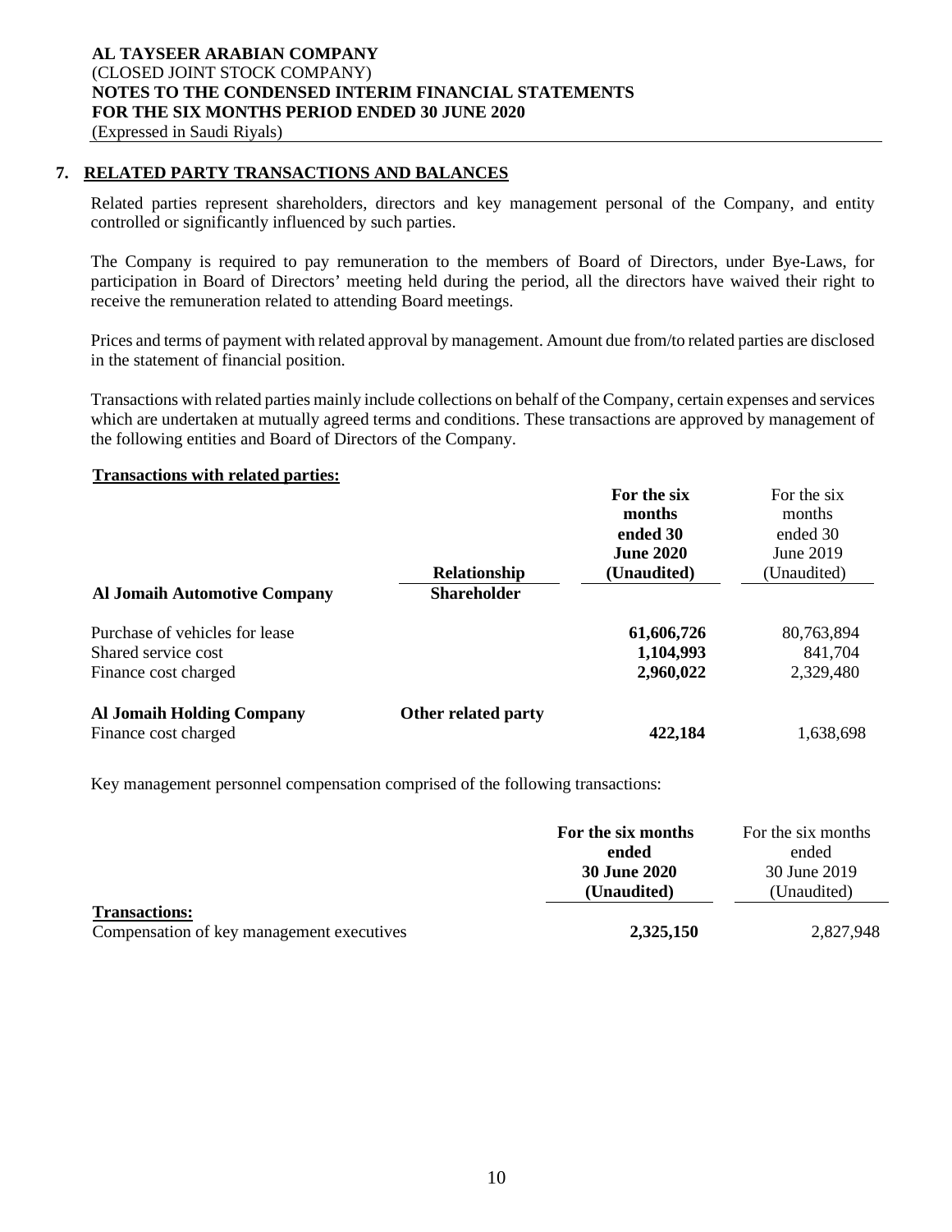## 7. RELATED PARTY TRANSACTIONS AND BALANCES

Related parties represent shareholders, directors and key management personal of the Company, and entity controlled or significantly influenced by such parties.

The Company is required to pay remuneration to the members of Board of Directors, under Bye-Laws, for participation in Board of Directors' meeting held during the period, all the directors have waived their right to receive the remuneration related to attending Board meetings.

Prices and terms of payment with related approval by management. Amount due from/to related parties are disclosed in the statement of financial position.

Transactions with related parties mainly include collections on behalf of the Company, certain expenses and services which are undertaken at mutually agreed terms and conditions. These transactions are approved by management of the following entities and Board of Directors of the Company.

**Transactions with related parties:**

| | Relationship | For the six months ended 30 June 2020 (Unaudited) | For the six months ended 30 June 2019 (Unaudited) |
|---|---|---|---|
| **Al Jomaih Automotive Company** | **Shareholder** | | |
| Purchase of vehicles for lease | | **61,606,726** | 80,763,894 |
| Shared service cost | | **1,104,993** | 841,704 |
| Finance cost charged | | **2,960,022** | 2,329,480 |
| **Al Jomaih Holding Company** | **Other related party** | | |
| Finance cost charged | | **422,184** | 1,638,698 |

Key management personnel compensation comprised of the following transactions:

| | For the six months ended 30 June 2020 (Unaudited) | For the six months ended 30 June 2019 (Unaudited) |
|---|---|---|
| **Transactions:** | | |
| Compensation of key management executives | **2,325,150** | 2,827,948 |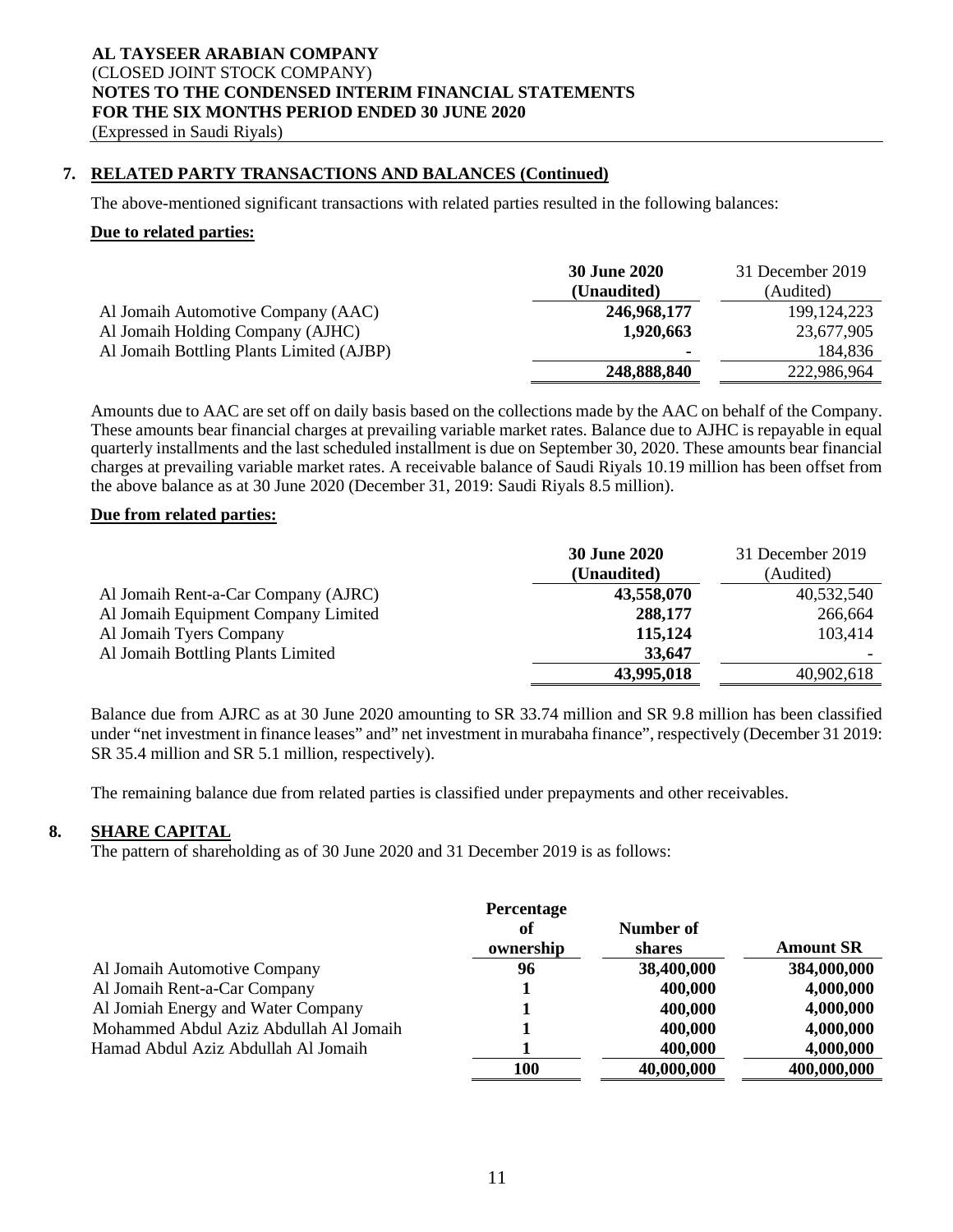AL TAYSEER ARABIAN COMPANY
(CLOSED JOINT STOCK COMPANY)
NOTES TO THE CONDENSED INTERIM FINANCIAL STATEMENTS
FOR THE SIX MONTHS PERIOD ENDED 30 JUNE 2020
(Expressed in Saudi Riyals)

## 7. RELATED PARTY TRANSACTIONS AND BALANCES (Continued)

The above-mentioned significant transactions with related parties resulted in the following balances:

**Due to related parties:**

| | **30 June 2020 (Unaudited)** | 31 December 2019 (Audited) |
|---|---|---|
| Al Jomaih Automotive Company (AAC) | **246,968,177** | 199,124,223 |
| Al Jomaih Holding Company (AJHC) | **1,920,663** | 23,677,905 |
| Al Jomaih Bottling Plants Limited (AJBP) | **-** | 184,836 |
| | **248,888,840** | 222,986,964 |

Amounts due to AAC are set off on daily basis based on the collections made by the AAC on behalf of the Company. These amounts bear financial charges at prevailing variable market rates. Balance due to AJHC is repayable in equal quarterly installments and the last scheduled installment is due on September 30, 2020. These amounts bear financial charges at prevailing variable market rates. A receivable balance of Saudi Riyals 10.19 million has been offset from the above balance as at 30 June 2020 (December 31, 2019: Saudi Riyals 8.5 million).

**Due from related parties:**

| | **30 June 2020 (Unaudited)** | 31 December 2019 (Audited) |
|---|---|---|
| Al Jomaih Rent-a-Car Company (AJRC) | **43,558,070** | 40,532,540 |
| Al Jomaih Equipment Company Limited | **288,177** | 266,664 |
| Al Jomaih Tyers Company | **115,124** | 103,414 |
| Al Jomaih Bottling Plants Limited | **33,647** | - |
| | **43,995,018** | 40,902,618 |

Balance due from AJRC as at 30 June 2020 amounting to SR 33.74 million and SR 9.8 million has been classified under "net investment in finance leases" and" net investment in murabaha finance", respectively (December 31 2019: SR 35.4 million and SR 5.1 million, respectively).

The remaining balance due from related parties is classified under prepayments and other receivables.

## 8. SHARE CAPITAL

The pattern of shareholding as of 30 June 2020 and 31 December 2019 is as follows:

| | **Percentage of ownership** | **Number of shares** | **Amount SR** |
|---|---|---|---|
| Al Jomaih Automotive Company | **96** | **38,400,000** | **384,000,000** |
| Al Jomaih Rent-a-Car Company | **1** | **400,000** | **4,000,000** |
| Al Jomiah Energy and Water Company | **1** | **400,000** | **4,000,000** |
| Mohammed Abdul Aziz Abdullah Al Jomaih | **1** | **400,000** | **4,000,000** |
| Hamad Abdul Aziz Abdullah Al Jomaih | **1** | **400,000** | **4,000,000** |
| | **100** | **40,000,000** | **400,000,000** |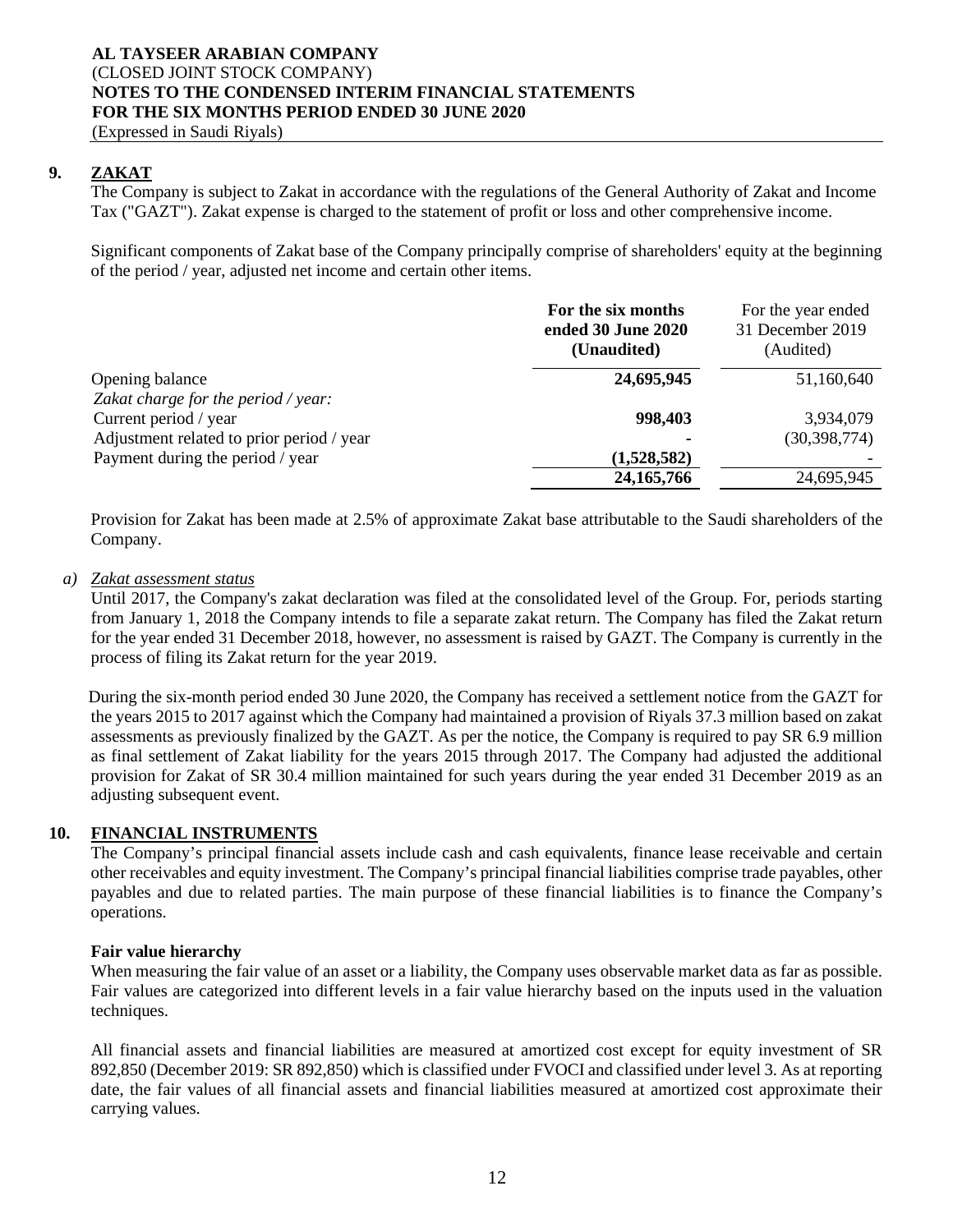## 9. ZAKAT

The Company is subject to Zakat in accordance with the regulations of the General Authority of Zakat and Income Tax ("GAZT"). Zakat expense is charged to the statement of profit or loss and other comprehensive income.

Significant components of Zakat base of the Company principally comprise of shareholders' equity at the beginning of the period / year, adjusted net income and certain other items.

| | **For the six months ended 30 June 2020 (Unaudited)** | For the year ended 31 December 2019 (Audited) |
|---|---|---|
| Opening balance | **24,695,945** | 51,160,640 |
| *Zakat charge for the period / year:* | | |
| Current period / year | **998,403** | 3,934,079 |
| Adjustment related to prior period / year | **-** | (30,398,774) |
| Payment during the period / year | **(1,528,582)** | - |
| | **24,165,766** | 24,695,945 |

Provision for Zakat has been made at 2.5% of approximate Zakat base attributable to the Saudi shareholders of the Company.

*a) Zakat assessment status*

Until 2017, the Company's zakat declaration was filed at the consolidated level of the Group. For, periods starting from January 1, 2018 the Company intends to file a separate zakat return. The Company has filed the Zakat return for the year ended 31 December 2018, however, no assessment is raised by GAZT. The Company is currently in the process of filing its Zakat return for the year 2019.

During the six-month period ended 30 June 2020, the Company has received a settlement notice from the GAZT for the years 2015 to 2017 against which the Company had maintained a provision of Riyals 37.3 million based on zakat assessments as previously finalized by the GAZT. As per the notice, the Company is required to pay SR 6.9 million as final settlement of Zakat liability for the years 2015 through 2017. The Company had adjusted the additional provision for Zakat of SR 30.4 million maintained for such years during the year ended 31 December 2019 as an adjusting subsequent event.

## 10. FINANCIAL INSTRUMENTS

The Company's principal financial assets include cash and cash equivalents, finance lease receivable and certain other receivables and equity investment. The Company's principal financial liabilities comprise trade payables, other payables and due to related parties. The main purpose of these financial liabilities is to finance the Company's operations.

**Fair value hierarchy**

When measuring the fair value of an asset or a liability, the Company uses observable market data as far as possible. Fair values are categorized into different levels in a fair value hierarchy based on the inputs used in the valuation techniques.

All financial assets and financial liabilities are measured at amortized cost except for equity investment of SR 892,850 (December 2019: SR 892,850) which is classified under FVOCI and classified under level 3. As at reporting date, the fair values of all financial assets and financial liabilities measured at amortized cost approximate their carrying values.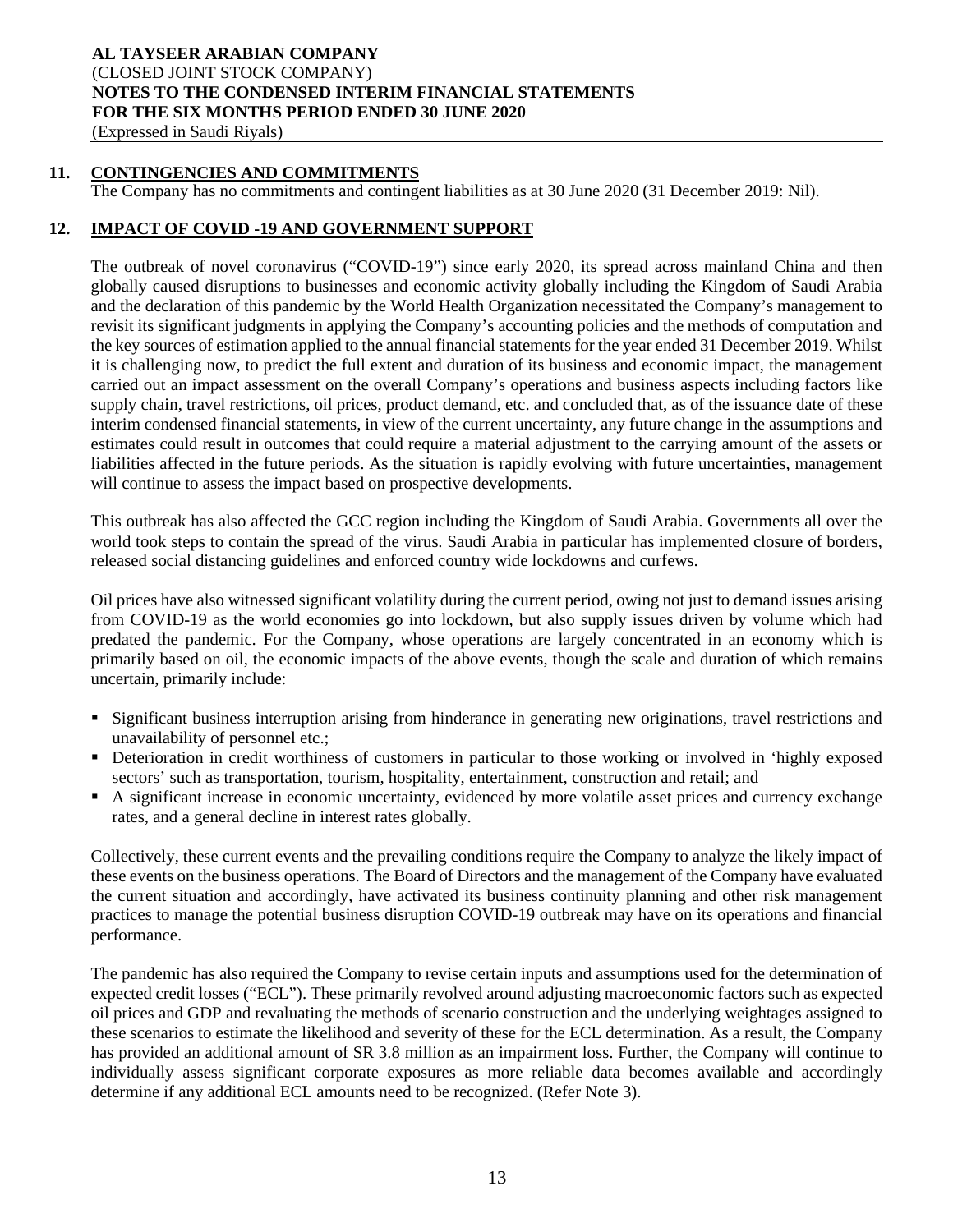## 11. CONTINGENCIES AND COMMITMENTS

The Company has no commitments and contingent liabilities as at 30 June 2020 (31 December 2019: Nil).

## 12. IMPACT OF COVID -19 AND GOVERNMENT SUPPORT

The outbreak of novel coronavirus ("COVID-19") since early 2020, its spread across mainland China and then globally caused disruptions to businesses and economic activity globally including the Kingdom of Saudi Arabia and the declaration of this pandemic by the World Health Organization necessitated the Company's management to revisit its significant judgments in applying the Company's accounting policies and the methods of computation and the key sources of estimation applied to the annual financial statements for the year ended 31 December 2019. Whilst it is challenging now, to predict the full extent and duration of its business and economic impact, the management carried out an impact assessment on the overall Company's operations and business aspects including factors like supply chain, travel restrictions, oil prices, product demand, etc. and concluded that, as of the issuance date of these interim condensed financial statements, in view of the current uncertainty, any future change in the assumptions and estimates could result in outcomes that could require a material adjustment to the carrying amount of the assets or liabilities affected in the future periods. As the situation is rapidly evolving with future uncertainties, management will continue to assess the impact based on prospective developments.

This outbreak has also affected the GCC region including the Kingdom of Saudi Arabia. Governments all over the world took steps to contain the spread of the virus. Saudi Arabia in particular has implemented closure of borders, released social distancing guidelines and enforced country wide lockdowns and curfews.

Oil prices have also witnessed significant volatility during the current period, owing not just to demand issues arising from COVID-19 as the world economies go into lockdown, but also supply issues driven by volume which had predated the pandemic. For the Company, whose operations are largely concentrated in an economy which is primarily based on oil, the economic impacts of the above events, though the scale and duration of which remains uncertain, primarily include:

- Significant business interruption arising from hinderance in generating new originations, travel restrictions and unavailability of personnel etc.;
- Deterioration in credit worthiness of customers in particular to those working or involved in 'highly exposed sectors' such as transportation, tourism, hospitality, entertainment, construction and retail; and
- A significant increase in economic uncertainty, evidenced by more volatile asset prices and currency exchange rates, and a general decline in interest rates globally.

Collectively, these current events and the prevailing conditions require the Company to analyze the likely impact of these events on the business operations. The Board of Directors and the management of the Company have evaluated the current situation and accordingly, have activated its business continuity planning and other risk management practices to manage the potential business disruption COVID-19 outbreak may have on its operations and financial performance.

The pandemic has also required the Company to revise certain inputs and assumptions used for the determination of expected credit losses ("ECL"). These primarily revolved around adjusting macroeconomic factors such as expected oil prices and GDP and revaluating the methods of scenario construction and the underlying weightages assigned to these scenarios to estimate the likelihood and severity of these for the ECL determination. As a result, the Company has provided an additional amount of SR 3.8 million as an impairment loss. Further, the Company will continue to individually assess significant corporate exposures as more reliable data becomes available and accordingly determine if any additional ECL amounts need to be recognized. (Refer Note 3).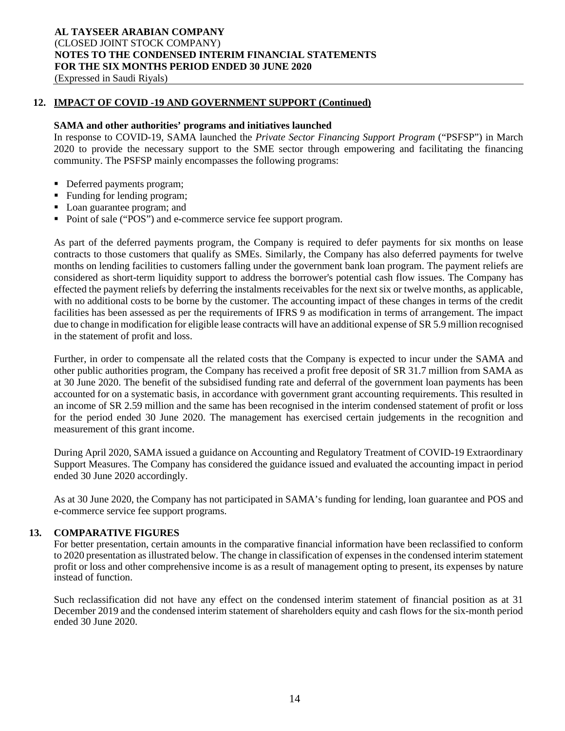## 12. IMPACT OF COVID -19 AND GOVERNMENT SUPPORT (Continued)

**SAMA and other authorities' programs and initiatives launched**

In response to COVID-19, SAMA launched the *Private Sector Financing Support Program* ("PSFSP") in March 2020 to provide the necessary support to the SME sector through empowering and facilitating the financing community. The PSFSP mainly encompasses the following programs:

- Deferred payments program;
- Funding for lending program;
- Loan guarantee program; and
- Point of sale ("POS") and e-commerce service fee support program.

As part of the deferred payments program, the Company is required to defer payments for six months on lease contracts to those customers that qualify as SMEs. Similarly, the Company has also deferred payments for twelve months on lending facilities to customers falling under the government bank loan program. The payment reliefs are considered as short-term liquidity support to address the borrower's potential cash flow issues. The Company has effected the payment reliefs by deferring the instalments receivables for the next six or twelve months, as applicable, with no additional costs to be borne by the customer. The accounting impact of these changes in terms of the credit facilities has been assessed as per the requirements of IFRS 9 as modification in terms of arrangement. The impact due to change in modification for eligible lease contracts will have an additional expense of SR 5.9 million recognised in the statement of profit and loss.

Further, in order to compensate all the related costs that the Company is expected to incur under the SAMA and other public authorities program, the Company has received a profit free deposit of SR 31.7 million from SAMA as at 30 June 2020. The benefit of the subsidised funding rate and deferral of the government loan payments has been accounted for on a systematic basis, in accordance with government grant accounting requirements. This resulted in an income of SR 2.59 million and the same has been recognised in the interim condensed statement of profit or loss for the period ended 30 June 2020. The management has exercised certain judgements in the recognition and measurement of this grant income.

During April 2020, SAMA issued a guidance on Accounting and Regulatory Treatment of COVID-19 Extraordinary Support Measures. The Company has considered the guidance issued and evaluated the accounting impact in period ended 30 June 2020 accordingly.

As at 30 June 2020, the Company has not participated in SAMA's funding for lending, loan guarantee and POS and e-commerce service fee support programs.

## 13. COMPARATIVE FIGURES

For better presentation, certain amounts in the comparative financial information have been reclassified to conform to 2020 presentation as illustrated below. The change in classification of expenses in the condensed interim statement profit or loss and other comprehensive income is as a result of management opting to present, its expenses by nature instead of function.

Such reclassification did not have any effect on the condensed interim statement of financial position as at 31 December 2019 and the condensed interim statement of shareholders equity and cash flows for the six-month period ended 30 June 2020.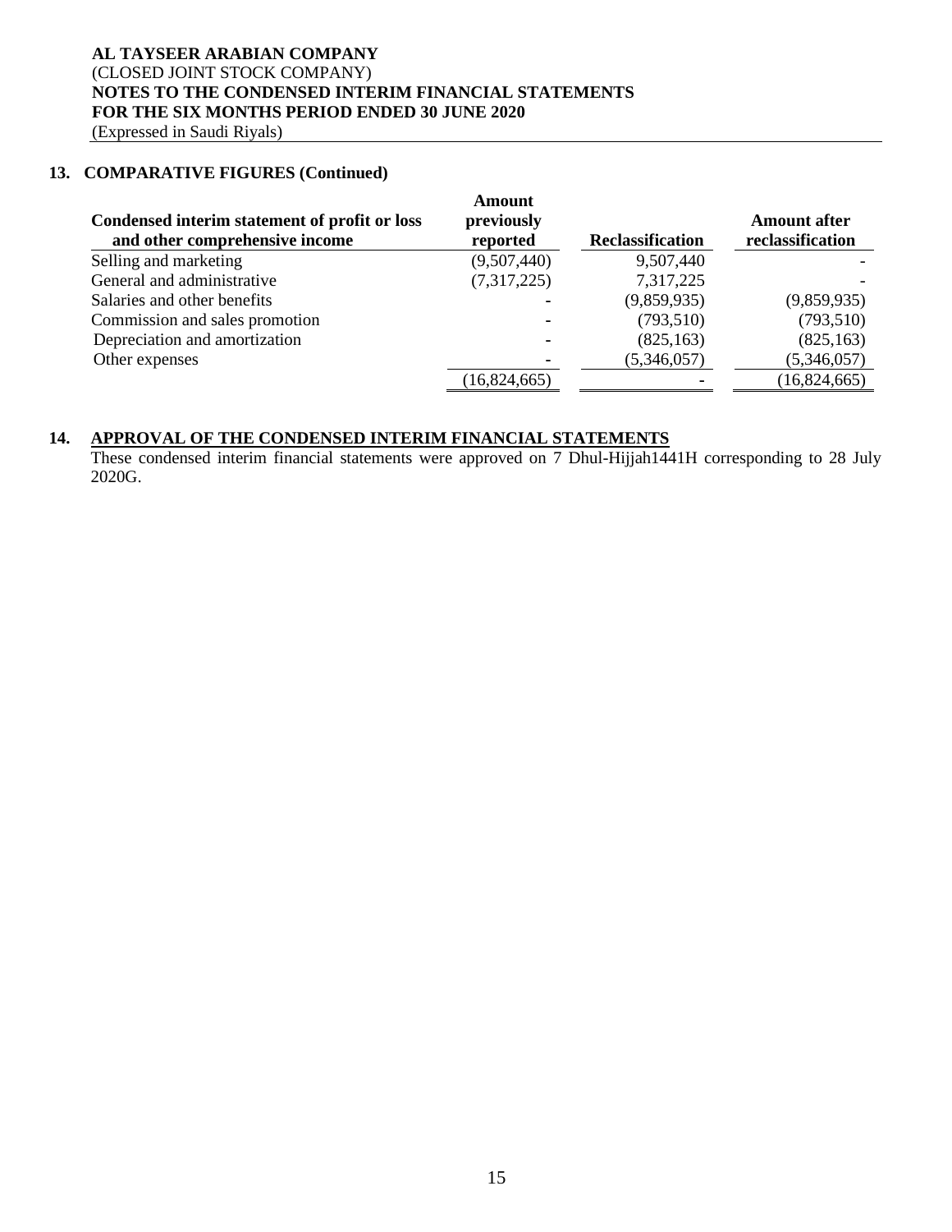## 13. COMPARATIVE FIGURES (Continued)

| Condensed interim statement of profit or loss and other comprehensive income | Amount previously reported | Reclassification | Amount after reclassification |
|---|---|---|---|
| Selling and marketing | (9,507,440) | 9,507,440 | - |
| General and administrative | (7,317,225) | 7,317,225 | - |
| Salaries and other benefits | - | (9,859,935) | (9,859,935) |
| Commission and sales promotion | - | (793,510) | (793,510) |
| Depreciation and amortization | - | (825,163) | (825,163) |
| Other expenses | - | (5,346,057) | (5,346,057) |
| | (16,824,665) | - | (16,824,665) |

## 14. APPROVAL OF THE CONDENSED INTERIM FINANCIAL STATEMENTS

These condensed interim financial statements were approved on 7 Dhul-Hijjah1441H corresponding to 28 July 2020G.